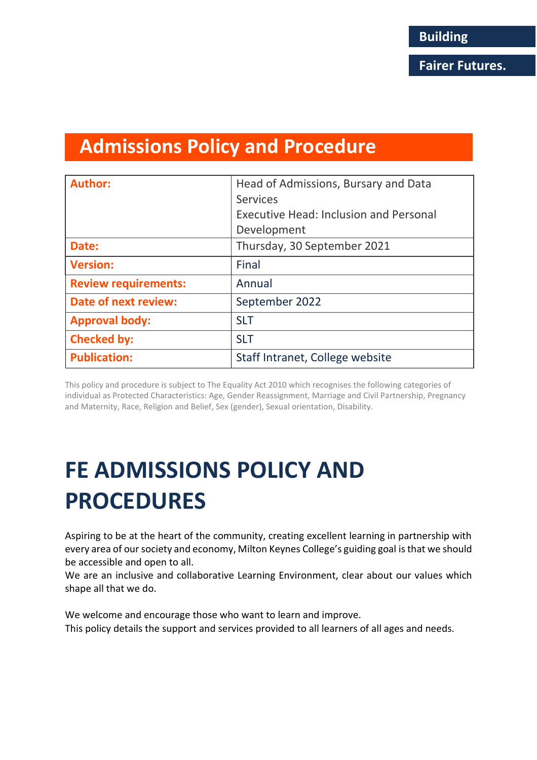Building

Fairer Futures.

# Admissions Policy and Procedure

| **Author:** | Head of Admissions, Bursary and Data Services<br>Executive Head: Inclusion and Personal Development |
|---|---|
| **Date:** | Thursday, 30 September 2021 |
| **Version:** | Final |
| **Review requirements:** | Annual |
| **Date of next review:** | September 2022 |
| **Approval body:** | SLT |
| **Checked by:** | SLT |
| **Publication:** | Staff Intranet, College website |

This policy and procedure is subject to The Equality Act 2010 which recognises the following categories of individual as Protected Characteristics: Age, Gender Reassignment, Marriage and Civil Partnership, Pregnancy and Maternity, Race, Religion and Belief, Sex (gender), Sexual orientation, Disability.

# FE ADMISSIONS POLICY AND PROCEDURES

Aspiring to be at the heart of the community, creating excellent learning in partnership with every area of our society and economy, Milton Keynes College's guiding goal is that we should be accessible and open to all.
We are an inclusive and collaborative Learning Environment, clear about our values which shape all that we do.

We welcome and encourage those who want to learn and improve.
This policy details the support and services provided to all learners of all ages and needs.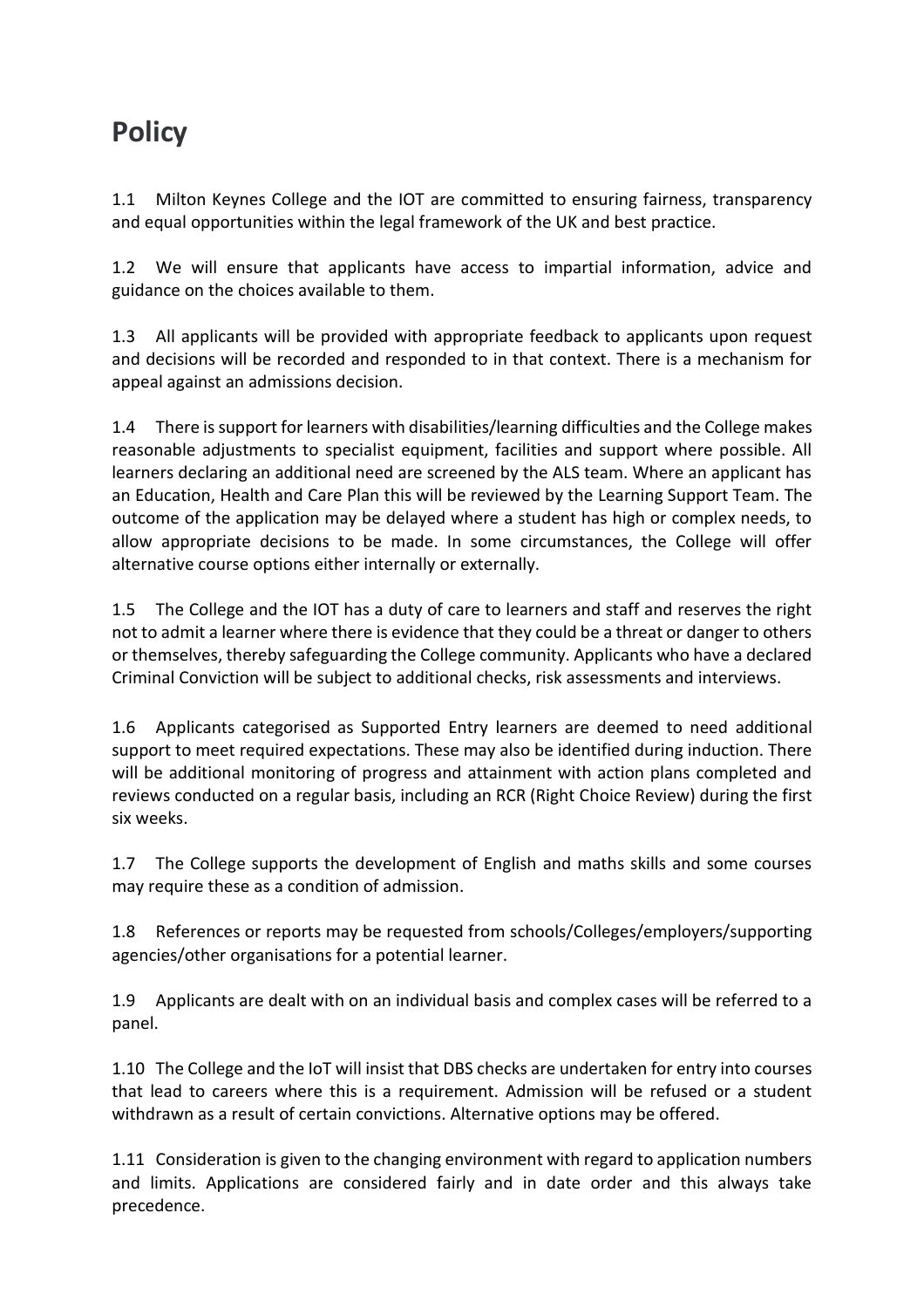# Policy

1.1 Milton Keynes College and the IOT are committed to ensuring fairness, transparency and equal opportunities within the legal framework of the UK and best practice.

1.2 We will ensure that applicants have access to impartial information, advice and guidance on the choices available to them.

1.3 All applicants will be provided with appropriate feedback to applicants upon request and decisions will be recorded and responded to in that context. There is a mechanism for appeal against an admissions decision.

1.4 There is support for learners with disabilities/learning difficulties and the College makes reasonable adjustments to specialist equipment, facilities and support where possible. All learners declaring an additional need are screened by the ALS team. Where an applicant has an Education, Health and Care Plan this will be reviewed by the Learning Support Team. The outcome of the application may be delayed where a student has high or complex needs, to allow appropriate decisions to be made. In some circumstances, the College will offer alternative course options either internally or externally.

1.5 The College and the IOT has a duty of care to learners and staff and reserves the right not to admit a learner where there is evidence that they could be a threat or danger to others or themselves, thereby safeguarding the College community. Applicants who have a declared Criminal Conviction will be subject to additional checks, risk assessments and interviews.

1.6 Applicants categorised as Supported Entry learners are deemed to need additional support to meet required expectations. These may also be identified during induction. There will be additional monitoring of progress and attainment with action plans completed and reviews conducted on a regular basis, including an RCR (Right Choice Review) during the first six weeks.

1.7 The College supports the development of English and maths skills and some courses may require these as a condition of admission.

1.8 References or reports may be requested from schools/Colleges/employers/supporting agencies/other organisations for a potential learner.

1.9 Applicants are dealt with on an individual basis and complex cases will be referred to a panel.

1.10 The College and the IoT will insist that DBS checks are undertaken for entry into courses that lead to careers where this is a requirement. Admission will be refused or a student withdrawn as a result of certain convictions. Alternative options may be offered.

1.11 Consideration is given to the changing environment with regard to application numbers and limits. Applications are considered fairly and in date order and this always take precedence.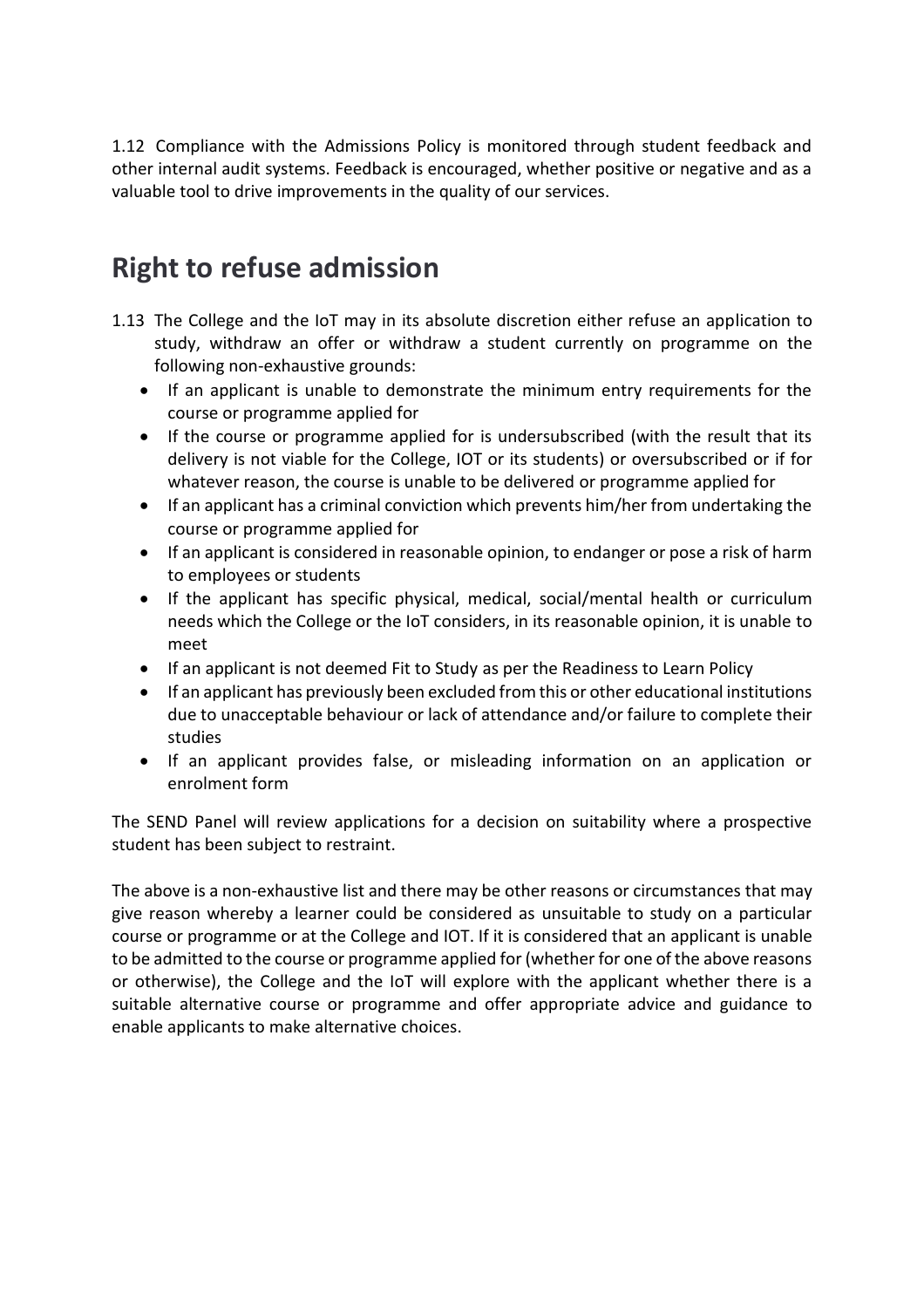1.12 Compliance with the Admissions Policy is monitored through student feedback and other internal audit systems. Feedback is encouraged, whether positive or negative and as a valuable tool to drive improvements in the quality of our services.

## Right to refuse admission

1.13 The College and the IoT may in its absolute discretion either refuse an application to study, withdraw an offer or withdraw a student currently on programme on the following non-exhaustive grounds:

- If an applicant is unable to demonstrate the minimum entry requirements for the course or programme applied for
- If the course or programme applied for is undersubscribed (with the result that its delivery is not viable for the College, IOT or its students) or oversubscribed or if for whatever reason, the course is unable to be delivered or programme applied for
- If an applicant has a criminal conviction which prevents him/her from undertaking the course or programme applied for
- If an applicant is considered in reasonable opinion, to endanger or pose a risk of harm to employees or students
- If the applicant has specific physical, medical, social/mental health or curriculum needs which the College or the IoT considers, in its reasonable opinion, it is unable to meet
- If an applicant is not deemed Fit to Study as per the Readiness to Learn Policy
- If an applicant has previously been excluded from this or other educational institutions due to unacceptable behaviour or lack of attendance and/or failure to complete their studies
- If an applicant provides false, or misleading information on an application or enrolment form

The SEND Panel will review applications for a decision on suitability where a prospective student has been subject to restraint.

The above is a non-exhaustive list and there may be other reasons or circumstances that may give reason whereby a learner could be considered as unsuitable to study on a particular course or programme or at the College and IOT. If it is considered that an applicant is unable to be admitted to the course or programme applied for (whether for one of the above reasons or otherwise), the College and the IoT will explore with the applicant whether there is a suitable alternative course or programme and offer appropriate advice and guidance to enable applicants to make alternative choices.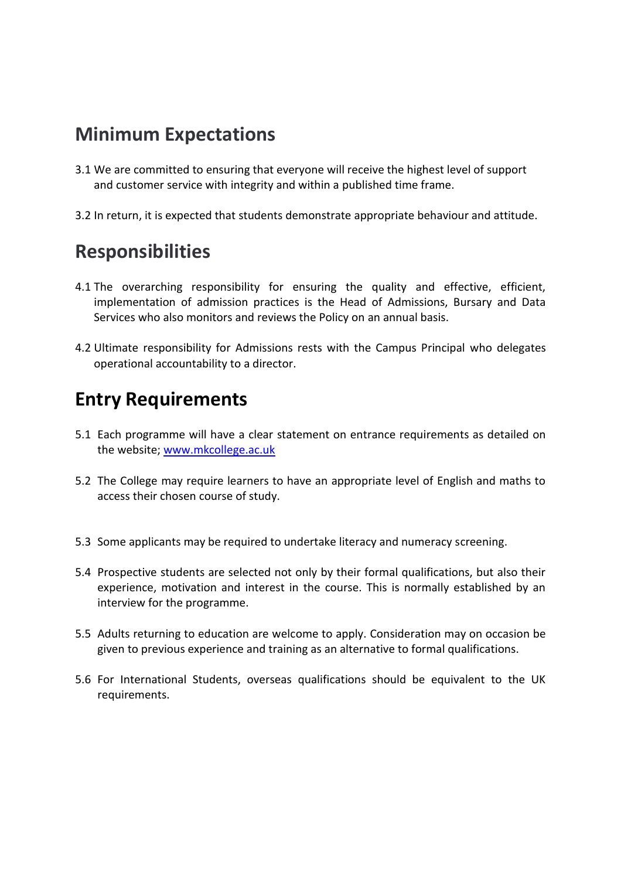## Minimum Expectations

3.1 We are committed to ensuring that everyone will receive the highest level of support and customer service with integrity and within a published time frame.

3.2 In return, it is expected that students demonstrate appropriate behaviour and attitude.

## Responsibilities

4.1 The overarching responsibility for ensuring the quality and effective, efficient, implementation of admission practices is the Head of Admissions, Bursary and Data Services who also monitors and reviews the Policy on an annual basis.

4.2 Ultimate responsibility for Admissions rests with the Campus Principal who delegates operational accountability to a director.

## Entry Requirements

5.1 Each programme will have a clear statement on entrance requirements as detailed on the website; [www.mkcollege.ac.uk](http://www.mkcollege.ac.uk)

5.2 The College may require learners to have an appropriate level of English and maths to access their chosen course of study.

5.3 Some applicants may be required to undertake literacy and numeracy screening.

5.4 Prospective students are selected not only by their formal qualifications, but also their experience, motivation and interest in the course. This is normally established by an interview for the programme.

5.5 Adults returning to education are welcome to apply. Consideration may on occasion be given to previous experience and training as an alternative to formal qualifications.

5.6 For International Students, overseas qualifications should be equivalent to the UK requirements.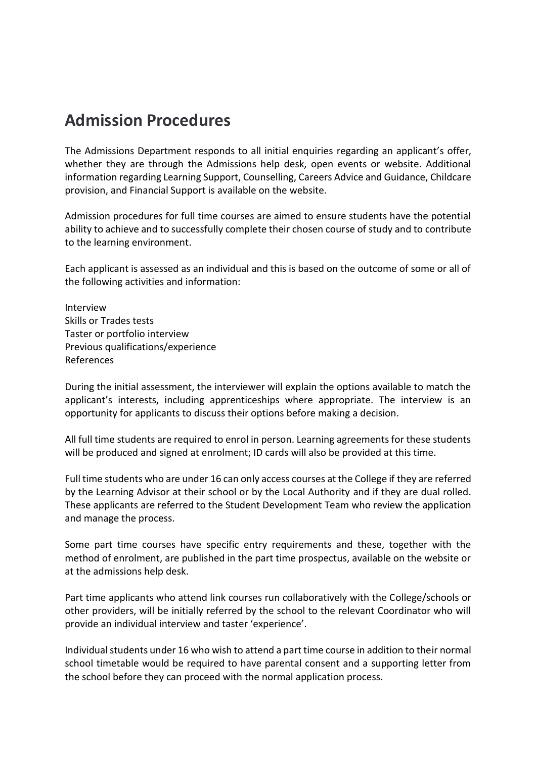## Admission Procedures

The Admissions Department responds to all initial enquiries regarding an applicant's offer, whether they are through the Admissions help desk, open events or website. Additional information regarding Learning Support, Counselling, Careers Advice and Guidance, Childcare provision, and Financial Support is available on the website.

Admission procedures for full time courses are aimed to ensure students have the potential ability to achieve and to successfully complete their chosen course of study and to contribute to the learning environment.

Each applicant is assessed as an individual and this is based on the outcome of some or all of the following activities and information:

Interview
Skills or Trades tests
Taster or portfolio interview
Previous qualifications/experience
References

During the initial assessment, the interviewer will explain the options available to match the applicant's interests, including apprenticeships where appropriate. The interview is an opportunity for applicants to discuss their options before making a decision.

All full time students are required to enrol in person. Learning agreements for these students will be produced and signed at enrolment; ID cards will also be provided at this time.

Full time students who are under 16 can only access courses at the College if they are referred by the Learning Advisor at their school or by the Local Authority and if they are dual rolled. These applicants are referred to the Student Development Team who review the application and manage the process.

Some part time courses have specific entry requirements and these, together with the method of enrolment, are published in the part time prospectus, available on the website or at the admissions help desk.

Part time applicants who attend link courses run collaboratively with the College/schools or other providers, will be initially referred by the school to the relevant Coordinator who will provide an individual interview and taster 'experience'.

Individual students under 16 who wish to attend a part time course in addition to their normal school timetable would be required to have parental consent and a supporting letter from the school before they can proceed with the normal application process.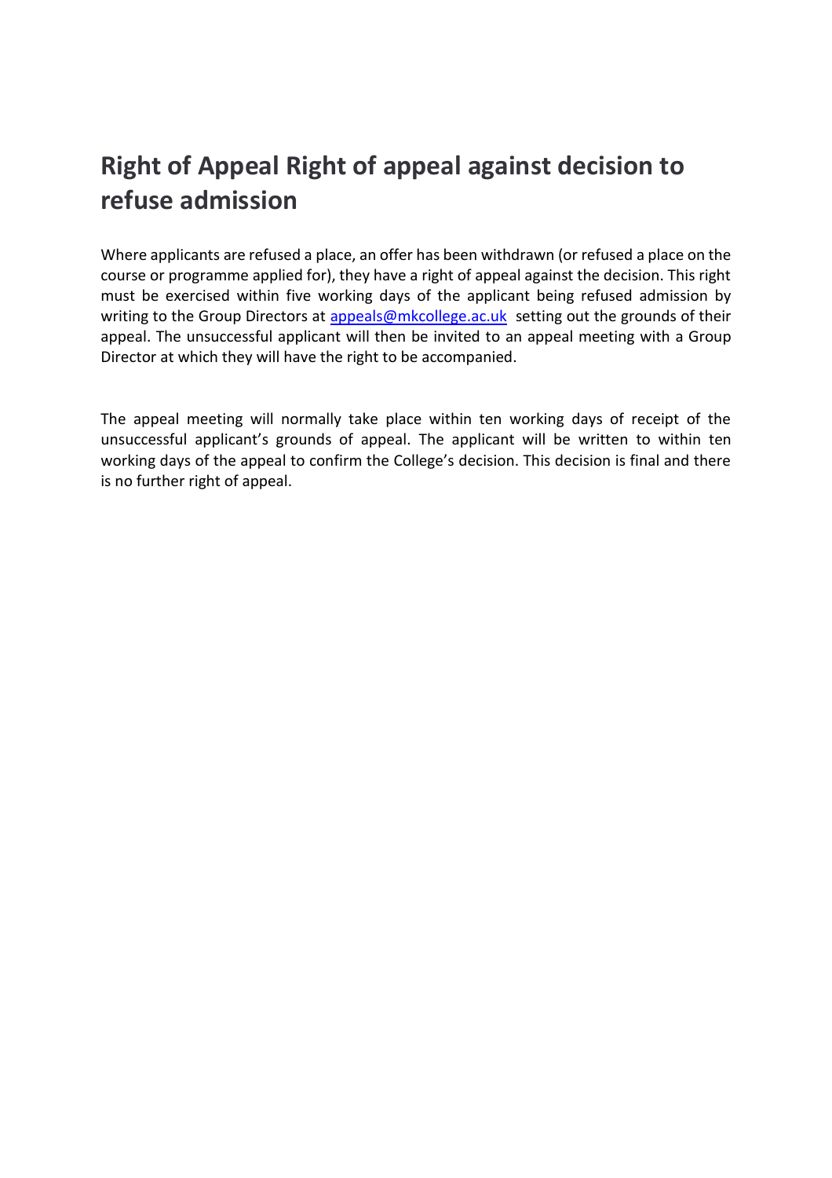## Right of Appeal Right of appeal against decision to refuse admission

Where applicants are refused a place, an offer has been withdrawn (or refused a place on the course or programme applied for), they have a right of appeal against the decision. This right must be exercised within five working days of the applicant being refused admission by writing to the Group Directors at appeals@mkcollege.ac.uk setting out the grounds of their appeal. The unsuccessful applicant will then be invited to an appeal meeting with a Group Director at which they will have the right to be accompanied.

The appeal meeting will normally take place within ten working days of receipt of the unsuccessful applicant's grounds of appeal. The applicant will be written to within ten working days of the appeal to confirm the College's decision. This decision is final and there is no further right of appeal.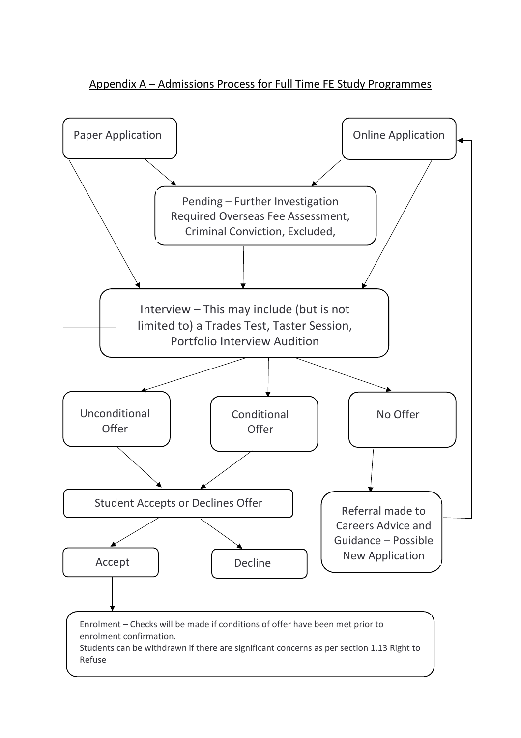Appendix A – Admissions Process for Full Time FE Study Programmes

Paper Application

Online Application

Pending – Further Investigation Required Overseas Fee Assessment, Criminal Conviction, Excluded,

Interview – This may include (but is not limited to) a Trades Test, Taster Session, Portfolio Interview Audition

Unconditional Offer

Conditional Offer

No Offer

Student Accepts or Declines Offer

Referral made to Careers Advice and Guidance – Possible New Application

Accept

Decline

Enrolment – Checks will be made if conditions of offer have been met prior to enrolment confirmation.
Students can be withdrawn if there are significant concerns as per section 1.13 Right to Refuse